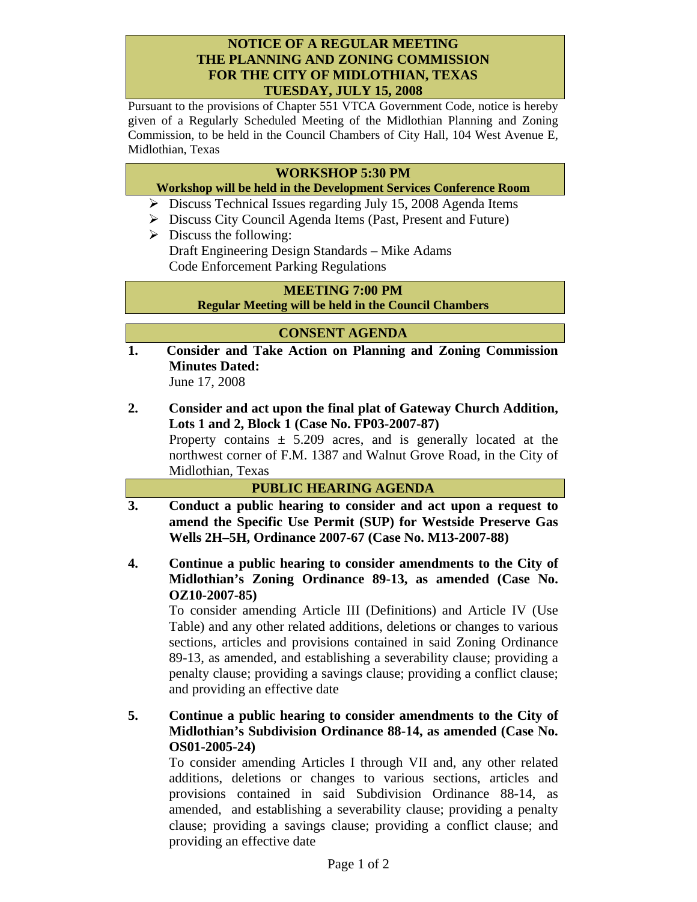# NOTICE OF A REGULAR MEETING
# THE PLANNING AND ZONING COMMISSION
# FOR THE CITY OF MIDLOTHIAN, TEXAS
# TUESDAY, JULY 15, 2008

Pursuant to the provisions of Chapter 551 VTCA Government Code, notice is hereby given of a Regularly Scheduled Meeting of the Midlothian Planning and Zoning Commission, to be held in the Council Chambers of City Hall, 104 West Avenue E, Midlothian, Texas

## WORKSHOP 5:30 PM

**Workshop will be held in the Development Services Conference Room**

- Discuss Technical Issues regarding July 15, 2008 Agenda Items
- Discuss City Council Agenda Items (Past, Present and Future)
- Discuss the following:
  Draft Engineering Design Standards – Mike Adams
  Code Enforcement Parking Regulations

## MEETING 7:00 PM

**Regular Meeting will be held in the Council Chambers**

## CONSENT AGENDA

1. **Consider and Take Action on Planning and Zoning Commission Minutes Dated:**
   June 17, 2008

2. **Consider and act upon the final plat of Gateway Church Addition, Lots 1 and 2, Block 1 (Case No. FP03-2007-87)**
   Property contains ± 5.209 acres, and is generally located at the northwest corner of F.M. 1387 and Walnut Grove Road, in the City of Midlothian, Texas

## PUBLIC HEARING AGENDA

3. **Conduct a public hearing to consider and act upon a request to amend the Specific Use Permit (SUP) for Westside Preserve Gas Wells 2H–5H, Ordinance 2007-67 (Case No. M13-2007-88)**

4. **Continue a public hearing to consider amendments to the City of Midlothian's Zoning Ordinance 89-13, as amended (Case No. OZ10-2007-85)**
   To consider amending Article III (Definitions) and Article IV (Use Table) and any other related additions, deletions or changes to various sections, articles and provisions contained in said Zoning Ordinance 89-13, as amended, and establishing a severability clause; providing a penalty clause; providing a savings clause; providing a conflict clause; and providing an effective date

5. **Continue a public hearing to consider amendments to the City of Midlothian's Subdivision Ordinance 88-14, as amended (Case No. OS01-2005-24)**
   To consider amending Articles I through VII and, any other related additions, deletions or changes to various sections, articles and provisions contained in said Subdivision Ordinance 88-14, as amended, and establishing a severability clause; providing a penalty clause; providing a savings clause; providing a conflict clause; and providing an effective date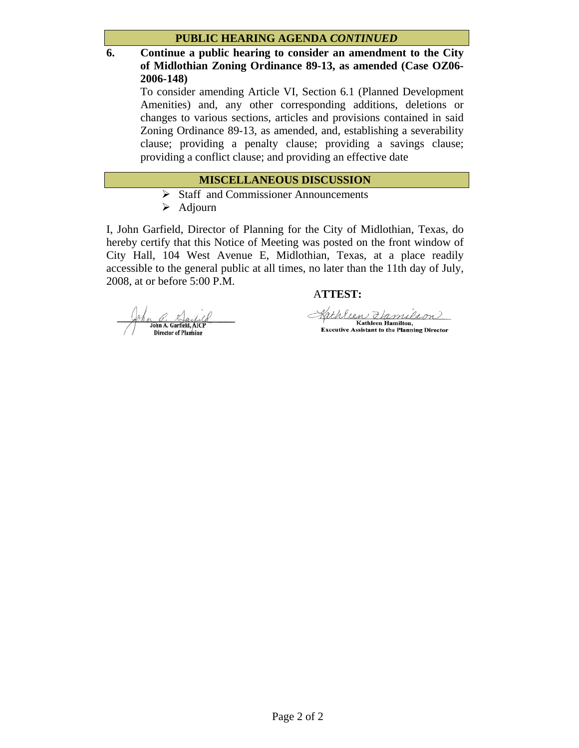## PUBLIC HEARING AGENDA *CONTINUED*

**6. Continue a public hearing to consider an amendment to the City of Midlothian Zoning Ordinance 89-13, as amended (Case OZ06-2006-148)**

To consider amending Article VI, Section 6.1 (Planned Development Amenities) and, any other corresponding additions, deletions or changes to various sections, articles and provisions contained in said Zoning Ordinance 89-13, as amended, and, establishing a severability clause; providing a penalty clause; providing a savings clause; providing a conflict clause; and providing an effective date

## MISCELLANEOUS DISCUSSION

- Staff and Commissioner Announcements
- Adjourn

I, John Garfield, Director of Planning for the City of Midlothian, Texas, do hereby certify that this Notice of Meeting was posted on the front window of City Hall, 104 West Avenue E, Midlothian, Texas, at a place readily accessible to the general public at all times, no later than the 11th day of July, 2008, at or before 5:00 P.M.

**ATTEST:**

John A. Garfield, AICP
Director of Planning

Kathleen Hamilton,
Executive Assistant to the Planning Director